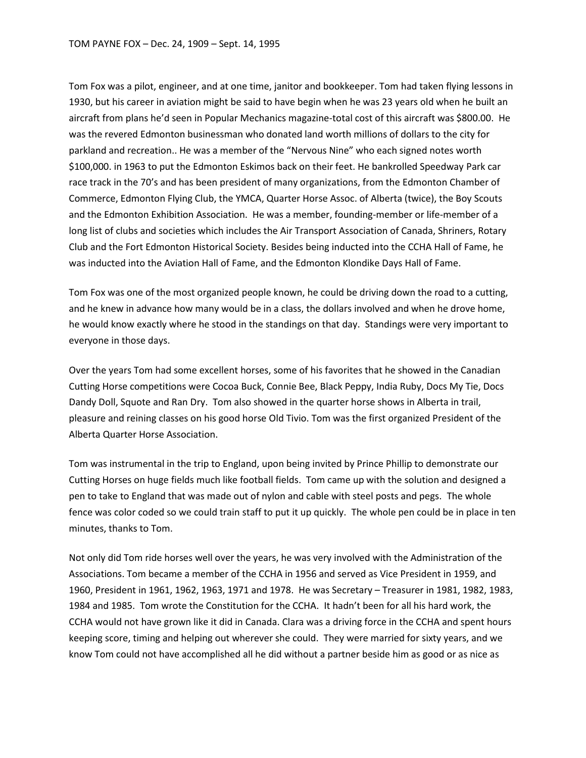TOM PAYNE FOX – Dec. 24, 1909 – Sept. 14, 1995

Tom Fox was a pilot, engineer, and at one time, janitor and bookkeeper. Tom had taken flying lessons in 1930, but his career in aviation might be said to have begin when he was 23 years old when he built an aircraft from plans he'd seen in Popular Mechanics magazine-total cost of this aircraft was $800.00. He was the revered Edmonton businessman who donated land worth millions of dollars to the city for parkland and recreation.. He was a member of the "Nervous Nine" who each signed notes worth $100,000. in 1963 to put the Edmonton Eskimos back on their feet. He bankrolled Speedway Park car race track in the 70's and has been president of many organizations, from the Edmonton Chamber of Commerce, Edmonton Flying Club, the YMCA, Quarter Horse Assoc. of Alberta (twice), the Boy Scouts and the Edmonton Exhibition Association. He was a member, founding-member or life-member of a long list of clubs and societies which includes the Air Transport Association of Canada, Shriners, Rotary Club and the Fort Edmonton Historical Society. Besides being inducted into the CCHA Hall of Fame, he was inducted into the Aviation Hall of Fame, and the Edmonton Klondike Days Hall of Fame.

Tom Fox was one of the most organized people known, he could be driving down the road to a cutting, and he knew in advance how many would be in a class, the dollars involved and when he drove home, he would know exactly where he stood in the standings on that day. Standings were very important to everyone in those days.

Over the years Tom had some excellent horses, some of his favorites that he showed in the Canadian Cutting Horse competitions were Cocoa Buck, Connie Bee, Black Peppy, India Ruby, Docs My Tie, Docs Dandy Doll, Squote and Ran Dry. Tom also showed in the quarter horse shows in Alberta in trail, pleasure and reining classes on his good horse Old Tivio. Tom was the first organized President of the Alberta Quarter Horse Association.

Tom was instrumental in the trip to England, upon being invited by Prince Phillip to demonstrate our Cutting Horses on huge fields much like football fields. Tom came up with the solution and designed a pen to take to England that was made out of nylon and cable with steel posts and pegs. The whole fence was color coded so we could train staff to put it up quickly. The whole pen could be in place in ten minutes, thanks to Tom.

Not only did Tom ride horses well over the years, he was very involved with the Administration of the Associations. Tom became a member of the CCHA in 1956 and served as Vice President in 1959, and 1960, President in 1961, 1962, 1963, 1971 and 1978. He was Secretary – Treasurer in 1981, 1982, 1983, 1984 and 1985. Tom wrote the Constitution for the CCHA. It hadn't been for all his hard work, the CCHA would not have grown like it did in Canada. Clara was a driving force in the CCHA and spent hours keeping score, timing and helping out wherever she could. They were married for sixty years, and we know Tom could not have accomplished all he did without a partner beside him as good or as nice as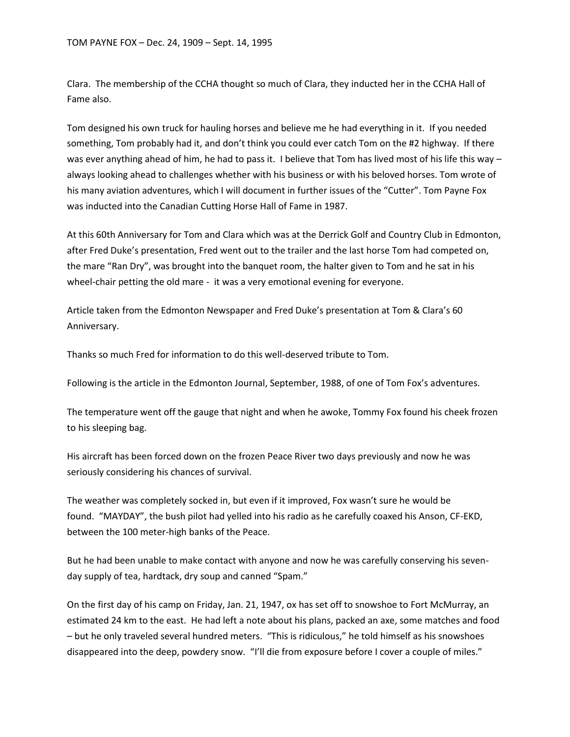Clara. The membership of the CCHA thought so much of Clara, they inducted her in the CCHA Hall of Fame also.

Tom designed his own truck for hauling horses and believe me he had everything in it. If you needed something, Tom probably had it, and don't think you could ever catch Tom on the #2 highway. If there was ever anything ahead of him, he had to pass it. I believe that Tom has lived most of his life this way – always looking ahead to challenges whether with his business or with his beloved horses. Tom wrote of his many aviation adventures, which I will document in further issues of the "Cutter". Tom Payne Fox was inducted into the Canadian Cutting Horse Hall of Fame in 1987.

At this 60th Anniversary for Tom and Clara which was at the Derrick Golf and Country Club in Edmonton, after Fred Duke's presentation, Fred went out to the trailer and the last horse Tom had competed on, the mare "Ran Dry", was brought into the banquet room, the halter given to Tom and he sat in his wheel-chair petting the old mare - it was a very emotional evening for everyone.

Article taken from the Edmonton Newspaper and Fred Duke's presentation at Tom & Clara's 60 Anniversary.

Thanks so much Fred for information to do this well-deserved tribute to Tom.

Following is the article in the Edmonton Journal, September, 1988, of one of Tom Fox's adventures.

The temperature went off the gauge that night and when he awoke, Tommy Fox found his cheek frozen to his sleeping bag.

His aircraft has been forced down on the frozen Peace River two days previously and now he was seriously considering his chances of survival.

The weather was completely socked in, but even if it improved, Fox wasn't sure he would be found. "MAYDAY", the bush pilot had yelled into his radio as he carefully coaxed his Anson, CF-EKD, between the 100 meter-high banks of the Peace.

But he had been unable to make contact with anyone and now he was carefully conserving his seven-day supply of tea, hardtack, dry soup and canned "Spam."

On the first day of his camp on Friday, Jan. 21, 1947, ox has set off to snowshoe to Fort McMurray, an estimated 24 km to the east. He had left a note about his plans, packed an axe, some matches and food – but he only traveled several hundred meters. "This is ridiculous," he told himself as his snowshoes disappeared into the deep, powdery snow. "I'll die from exposure before I cover a couple of miles."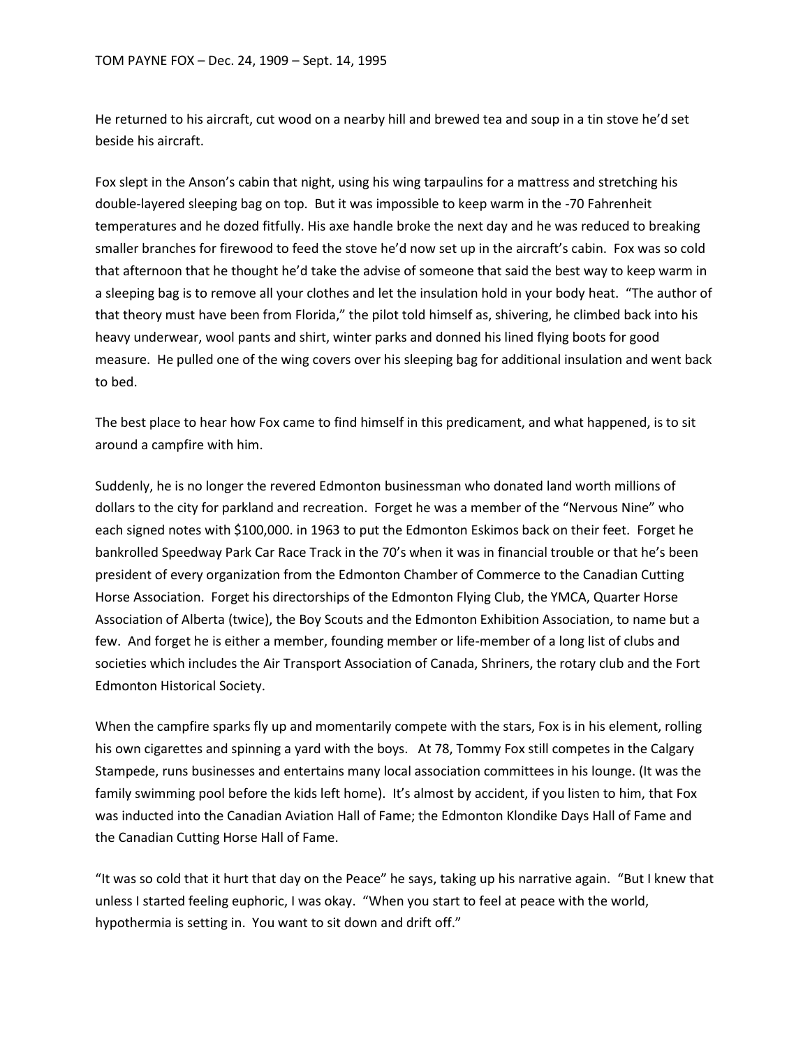He returned to his aircraft, cut wood on a nearby hill and brewed tea and soup in a tin stove he'd set beside his aircraft.

Fox slept in the Anson's cabin that night, using his wing tarpaulins for a mattress and stretching his double-layered sleeping bag on top. But it was impossible to keep warm in the -70 Fahrenheit temperatures and he dozed fitfully. His axe handle broke the next day and he was reduced to breaking smaller branches for firewood to feed the stove he'd now set up in the aircraft's cabin. Fox was so cold that afternoon that he thought he'd take the advise of someone that said the best way to keep warm in a sleeping bag is to remove all your clothes and let the insulation hold in your body heat. "The author of that theory must have been from Florida," the pilot told himself as, shivering, he climbed back into his heavy underwear, wool pants and shirt, winter parks and donned his lined flying boots for good measure. He pulled one of the wing covers over his sleeping bag for additional insulation and went back to bed.

The best place to hear how Fox came to find himself in this predicament, and what happened, is to sit around a campfire with him.

Suddenly, he is no longer the revered Edmonton businessman who donated land worth millions of dollars to the city for parkland and recreation. Forget he was a member of the "Nervous Nine" who each signed notes with $100,000. in 1963 to put the Edmonton Eskimos back on their feet. Forget he bankrolled Speedway Park Car Race Track in the 70's when it was in financial trouble or that he's been president of every organization from the Edmonton Chamber of Commerce to the Canadian Cutting Horse Association. Forget his directorships of the Edmonton Flying Club, the YMCA, Quarter Horse Association of Alberta (twice), the Boy Scouts and the Edmonton Exhibition Association, to name but a few. And forget he is either a member, founding member or life-member of a long list of clubs and societies which includes the Air Transport Association of Canada, Shriners, the rotary club and the Fort Edmonton Historical Society.

When the campfire sparks fly up and momentarily compete with the stars, Fox is in his element, rolling his own cigarettes and spinning a yard with the boys. At 78, Tommy Fox still competes in the Calgary Stampede, runs businesses and entertains many local association committees in his lounge. (It was the family swimming pool before the kids left home). It's almost by accident, if you listen to him, that Fox was inducted into the Canadian Aviation Hall of Fame; the Edmonton Klondike Days Hall of Fame and the Canadian Cutting Horse Hall of Fame.

"It was so cold that it hurt that day on the Peace" he says, taking up his narrative again. "But I knew that unless I started feeling euphoric, I was okay. "When you start to feel at peace with the world, hypothermia is setting in. You want to sit down and drift off."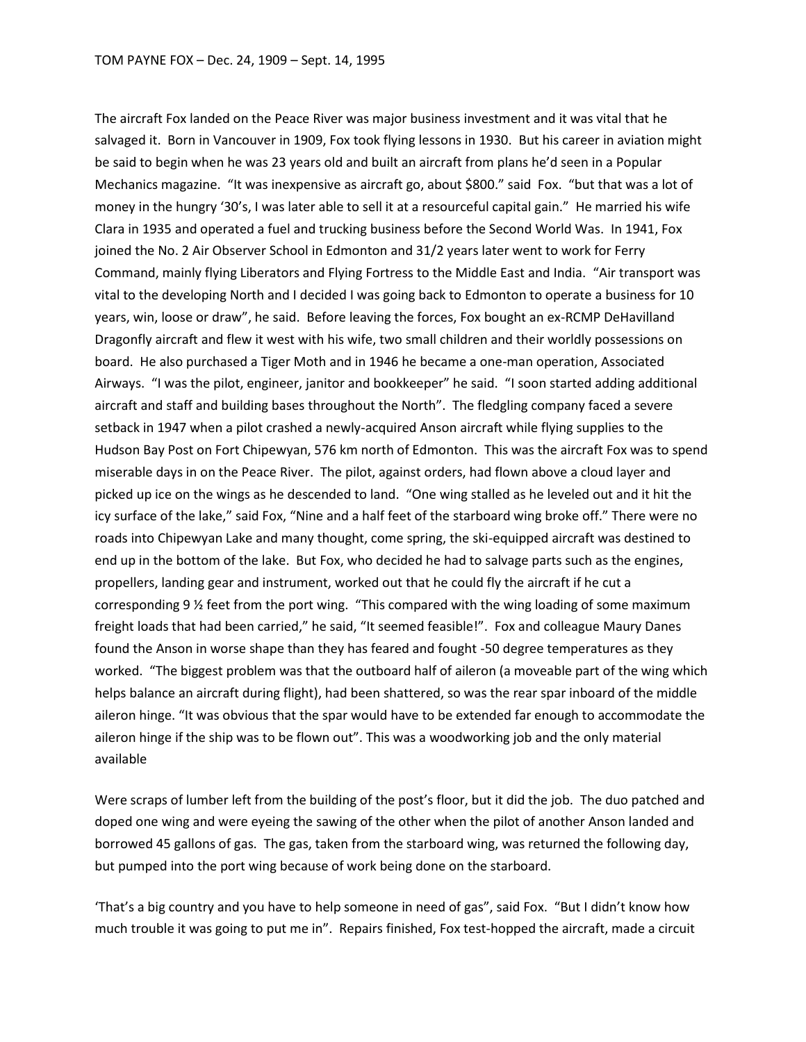TOM PAYNE FOX – Dec. 24, 1909 – Sept. 14, 1995

The aircraft Fox landed on the Peace River was major business investment and it was vital that he salvaged it. Born in Vancouver in 1909, Fox took flying lessons in 1930. But his career in aviation might be said to begin when he was 23 years old and built an aircraft from plans he'd seen in a Popular Mechanics magazine. "It was inexpensive as aircraft go, about $800." said Fox. "but that was a lot of money in the hungry '30's, I was later able to sell it at a resourceful capital gain." He married his wife Clara in 1935 and operated a fuel and trucking business before the Second World Was. In 1941, Fox joined the No. 2 Air Observer School in Edmonton and 31/2 years later went to work for Ferry Command, mainly flying Liberators and Flying Fortress to the Middle East and India. "Air transport was vital to the developing North and I decided I was going back to Edmonton to operate a business for 10 years, win, loose or draw", he said. Before leaving the forces, Fox bought an ex-RCMP DeHavilland Dragonfly aircraft and flew it west with his wife, two small children and their worldly possessions on board. He also purchased a Tiger Moth and in 1946 he became a one-man operation, Associated Airways. "I was the pilot, engineer, janitor and bookkeeper" he said. "I soon started adding additional aircraft and staff and building bases throughout the North". The fledgling company faced a severe setback in 1947 when a pilot crashed a newly-acquired Anson aircraft while flying supplies to the Hudson Bay Post on Fort Chipewyan, 576 km north of Edmonton. This was the aircraft Fox was to spend miserable days in on the Peace River. The pilot, against orders, had flown above a cloud layer and picked up ice on the wings as he descended to land. "One wing stalled as he leveled out and it hit the icy surface of the lake," said Fox, "Nine and a half feet of the starboard wing broke off." There were no roads into Chipewyan Lake and many thought, come spring, the ski-equipped aircraft was destined to end up in the bottom of the lake. But Fox, who decided he had to salvage parts such as the engines, propellers, landing gear and instrument, worked out that he could fly the aircraft if he cut a corresponding 9 ½ feet from the port wing. "This compared with the wing loading of some maximum freight loads that had been carried," he said, "It seemed feasible!". Fox and colleague Maury Danes found the Anson in worse shape than they has feared and fought -50 degree temperatures as they worked. "The biggest problem was that the outboard half of aileron (a moveable part of the wing which helps balance an aircraft during flight), had been shattered, so was the rear spar inboard of the middle aileron hinge. "It was obvious that the spar would have to be extended far enough to accommodate the aileron hinge if the ship was to be flown out". This was a woodworking job and the only material available

Were scraps of lumber left from the building of the post's floor, but it did the job. The duo patched and doped one wing and were eyeing the sawing of the other when the pilot of another Anson landed and borrowed 45 gallons of gas. The gas, taken from the starboard wing, was returned the following day, but pumped into the port wing because of work being done on the starboard.

'That's a big country and you have to help someone in need of gas", said Fox. "But I didn't know how much trouble it was going to put me in". Repairs finished, Fox test-hopped the aircraft, made a circuit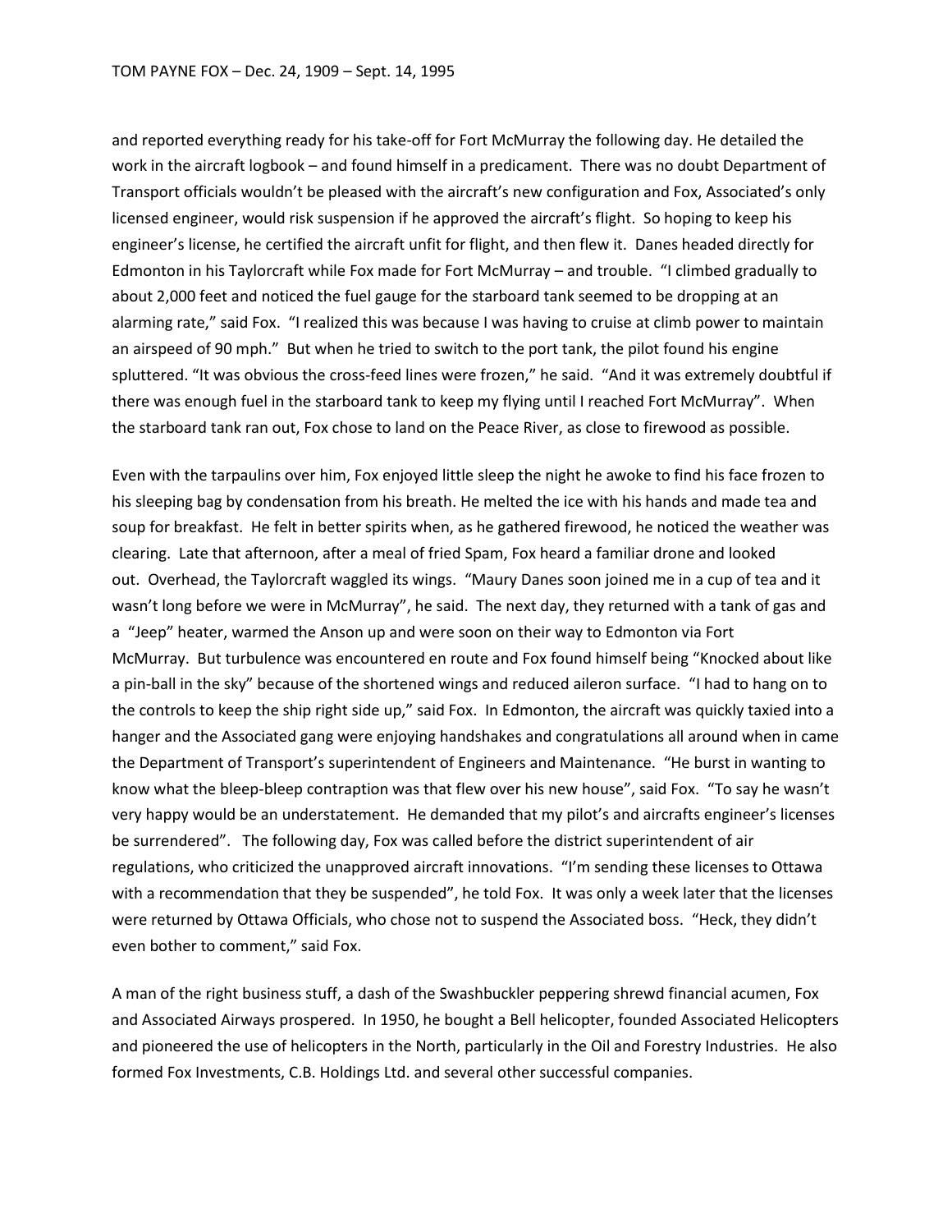and reported everything ready for his take-off for Fort McMurray the following day. He detailed the work in the aircraft logbook – and found himself in a predicament. There was no doubt Department of Transport officials wouldn't be pleased with the aircraft's new configuration and Fox, Associated's only licensed engineer, would risk suspension if he approved the aircraft's flight. So hoping to keep his engineer's license, he certified the aircraft unfit for flight, and then flew it. Danes headed directly for Edmonton in his Taylorcraft while Fox made for Fort McMurray – and trouble. "I climbed gradually to about 2,000 feet and noticed the fuel gauge for the starboard tank seemed to be dropping at an alarming rate," said Fox. "I realized this was because I was having to cruise at climb power to maintain an airspeed of 90 mph." But when he tried to switch to the port tank, the pilot found his engine spluttered. "It was obvious the cross-feed lines were frozen," he said. "And it was extremely doubtful if there was enough fuel in the starboard tank to keep my flying until I reached Fort McMurray". When the starboard tank ran out, Fox chose to land on the Peace River, as close to firewood as possible.

Even with the tarpaulins over him, Fox enjoyed little sleep the night he awoke to find his face frozen to his sleeping bag by condensation from his breath. He melted the ice with his hands and made tea and soup for breakfast. He felt in better spirits when, as he gathered firewood, he noticed the weather was clearing. Late that afternoon, after a meal of fried Spam, Fox heard a familiar drone and looked out. Overhead, the Taylorcraft waggled its wings. "Maury Danes soon joined me in a cup of tea and it wasn't long before we were in McMurray", he said. The next day, they returned with a tank of gas and a "Jeep" heater, warmed the Anson up and were soon on their way to Edmonton via Fort McMurray. But turbulence was encountered en route and Fox found himself being "Knocked about like a pin-ball in the sky" because of the shortened wings and reduced aileron surface. "I had to hang on to the controls to keep the ship right side up," said Fox. In Edmonton, the aircraft was quickly taxied into a hanger and the Associated gang were enjoying handshakes and congratulations all around when in came the Department of Transport's superintendent of Engineers and Maintenance. "He burst in wanting to know what the bleep-bleep contraption was that flew over his new house", said Fox. "To say he wasn't very happy would be an understatement. He demanded that my pilot's and aircrafts engineer's licenses be surrendered". The following day, Fox was called before the district superintendent of air regulations, who criticized the unapproved aircraft innovations. "I'm sending these licenses to Ottawa with a recommendation that they be suspended", he told Fox. It was only a week later that the licenses were returned by Ottawa Officials, who chose not to suspend the Associated boss. "Heck, they didn't even bother to comment," said Fox.

A man of the right business stuff, a dash of the Swashbuckler peppering shrewd financial acumen, Fox and Associated Airways prospered. In 1950, he bought a Bell helicopter, founded Associated Helicopters and pioneered the use of helicopters in the North, particularly in the Oil and Forestry Industries. He also formed Fox Investments, C.B. Holdings Ltd. and several other successful companies.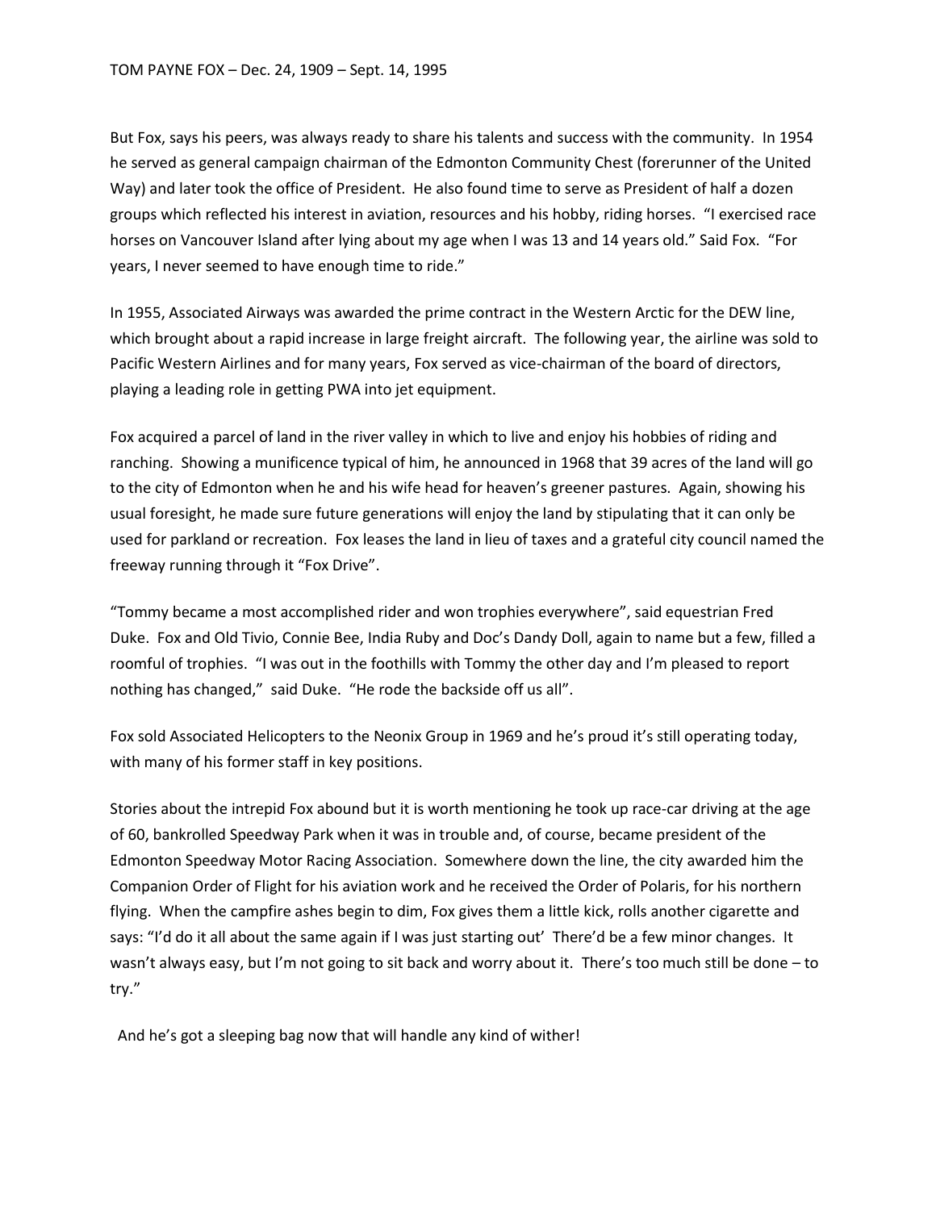TOM PAYNE FOX – Dec. 24, 1909 – Sept. 14, 1995

But Fox, says his peers, was always ready to share his talents and success with the community. In 1954 he served as general campaign chairman of the Edmonton Community Chest (forerunner of the United Way) and later took the office of President. He also found time to serve as President of half a dozen groups which reflected his interest in aviation, resources and his hobby, riding horses. "I exercised race horses on Vancouver Island after lying about my age when I was 13 and 14 years old." Said Fox. "For years, I never seemed to have enough time to ride."

In 1955, Associated Airways was awarded the prime contract in the Western Arctic for the DEW line, which brought about a rapid increase in large freight aircraft. The following year, the airline was sold to Pacific Western Airlines and for many years, Fox served as vice-chairman of the board of directors, playing a leading role in getting PWA into jet equipment.

Fox acquired a parcel of land in the river valley in which to live and enjoy his hobbies of riding and ranching. Showing a munificence typical of him, he announced in 1968 that 39 acres of the land will go to the city of Edmonton when he and his wife head for heaven's greener pastures. Again, showing his usual foresight, he made sure future generations will enjoy the land by stipulating that it can only be used for parkland or recreation. Fox leases the land in lieu of taxes and a grateful city council named the freeway running through it "Fox Drive".

"Tommy became a most accomplished rider and won trophies everywhere", said equestrian Fred Duke. Fox and Old Tivio, Connie Bee, India Ruby and Doc's Dandy Doll, again to name but a few, filled a roomful of trophies. "I was out in the foothills with Tommy the other day and I'm pleased to report nothing has changed," said Duke. "He rode the backside off us all".

Fox sold Associated Helicopters to the Neonix Group in 1969 and he's proud it's still operating today, with many of his former staff in key positions.

Stories about the intrepid Fox abound but it is worth mentioning he took up race-car driving at the age of 60, bankrolled Speedway Park when it was in trouble and, of course, became president of the Edmonton Speedway Motor Racing Association. Somewhere down the line, the city awarded him the Companion Order of Flight for his aviation work and he received the Order of Polaris, for his northern flying. When the campfire ashes begin to dim, Fox gives them a little kick, rolls another cigarette and says: "I'd do it all about the same again if I was just starting out' There'd be a few minor changes. It wasn't always easy, but I'm not going to sit back and worry about it. There's too much still be done – to try."

And he's got a sleeping bag now that will handle any kind of wither!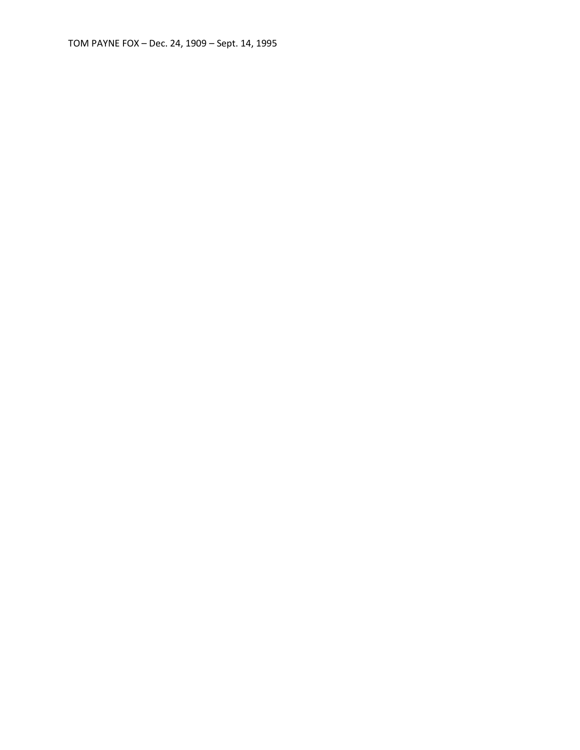TOM PAYNE FOX – Dec. 24, 1909 – Sept. 14, 1995